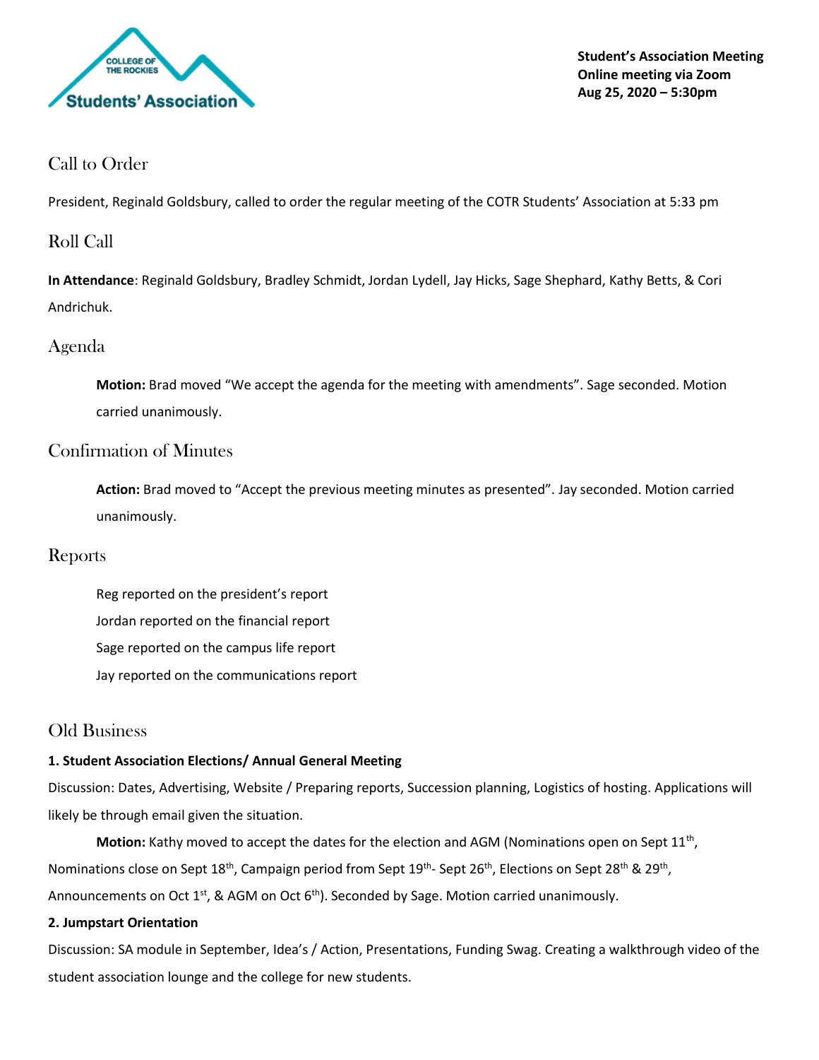**Student's Association Meeting**
**Online meeting via Zoom**
**Aug 25, 2020 – 5:30pm**

## Call to Order

President, Reginald Goldsbury, called to order the regular meeting of the COTR Students' Association at 5:33 pm

## Roll Call

**In Attendance**: Reginald Goldsbury, Bradley Schmidt, Jordan Lydell, Jay Hicks, Sage Shephard, Kathy Betts, & Cori Andrichuk.

## Agenda

**Motion:** Brad moved "We accept the agenda for the meeting with amendments". Sage seconded. Motion carried unanimously.

## Confirmation of Minutes

**Action:** Brad moved to "Accept the previous meeting minutes as presented". Jay seconded. Motion carried unanimously.

## Reports

Reg reported on the president's report

Jordan reported on the financial report

Sage reported on the campus life report

Jay reported on the communications report

## Old Business

**1. Student Association Elections/ Annual General Meeting**

Discussion: Dates, Advertising, Website / Preparing reports, Succession planning, Logistics of hosting. Applications will likely be through email given the situation.

**Motion:** Kathy moved to accept the dates for the election and AGM (Nominations open on Sept 11th, Nominations close on Sept 18th, Campaign period from Sept 19th- Sept 26th, Elections on Sept 28th & 29th, Announcements on Oct 1st, & AGM on Oct 6th). Seconded by Sage. Motion carried unanimously.

**2. Jumpstart Orientation**

Discussion: SA module in September, Idea's / Action, Presentations, Funding Swag. Creating a walkthrough video of the student association lounge and the college for new students.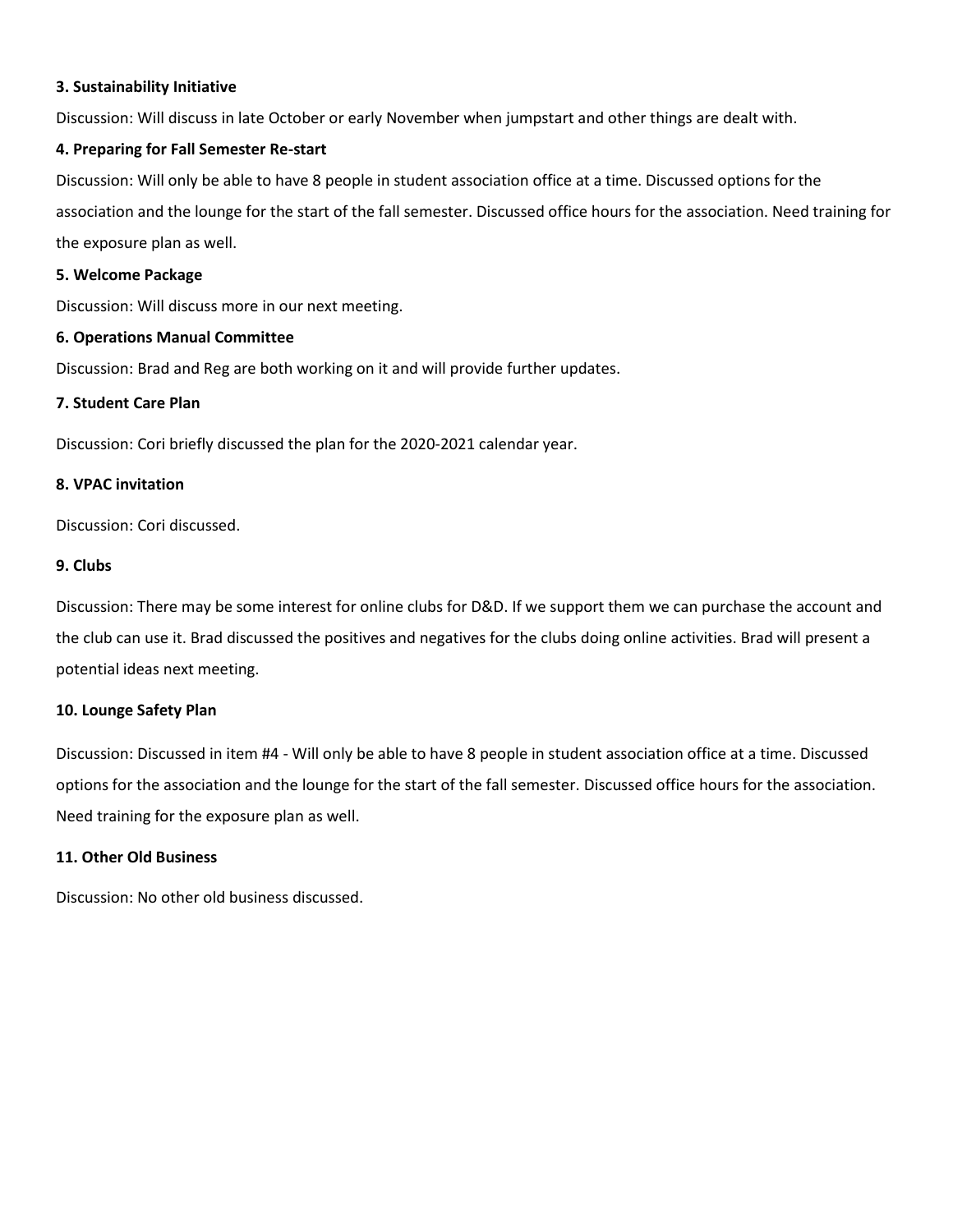**3. Sustainability Initiative**

Discussion: Will discuss in late October or early November when jumpstart and other things are dealt with.

**4. Preparing for Fall Semester Re-start**

Discussion: Will only be able to have 8 people in student association office at a time. Discussed options for the association and the lounge for the start of the fall semester. Discussed office hours for the association. Need training for the exposure plan as well.

**5. Welcome Package**

Discussion: Will discuss more in our next meeting.

**6. Operations Manual Committee**

Discussion: Brad and Reg are both working on it and will provide further updates.

**7. Student Care Plan**

Discussion: Cori briefly discussed the plan for the 2020-2021 calendar year.

**8. VPAC invitation**

Discussion: Cori discussed.

**9. Clubs**

Discussion: There may be some interest for online clubs for D&D. If we support them we can purchase the account and the club can use it. Brad discussed the positives and negatives for the clubs doing online activities. Brad will present a potential ideas next meeting.

**10. Lounge Safety Plan**

Discussion: Discussed in item #4 - Will only be able to have 8 people in student association office at a time. Discussed options for the association and the lounge for the start of the fall semester. Discussed office hours for the association. Need training for the exposure plan as well.

**11. Other Old Business**

Discussion: No other old business discussed.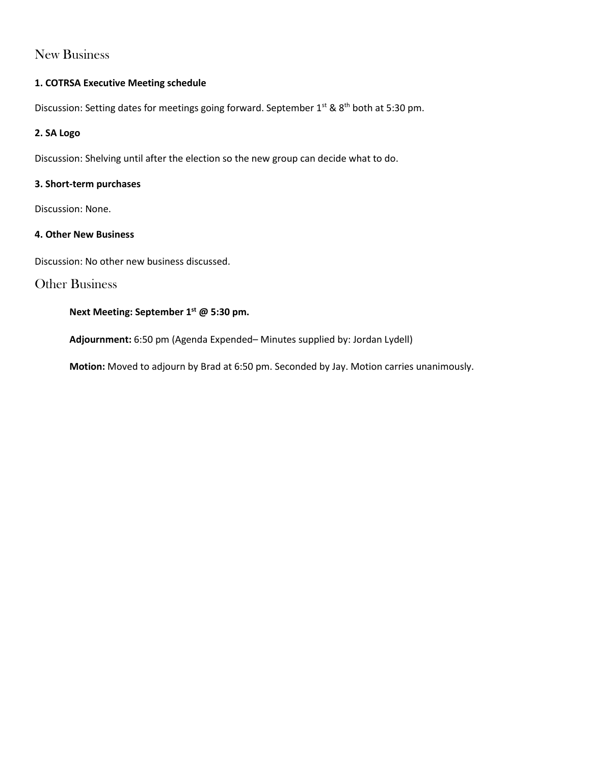## New Business

**1. COTRSA Executive Meeting schedule**

Discussion: Setting dates for meetings going forward. September 1st & 8th both at 5:30 pm.

**2. SA Logo**

Discussion: Shelving until after the election so the new group can decide what to do.

**3. Short-term purchases**

Discussion: None.

**4. Other New Business**

Discussion: No other new business discussed.

## Other Business

**Next Meeting: September 1st @ 5:30 pm.**

**Adjournment:** 6:50 pm (Agenda Expended– Minutes supplied by: Jordan Lydell)

**Motion:** Moved to adjourn by Brad at 6:50 pm. Seconded by Jay. Motion carries unanimously.